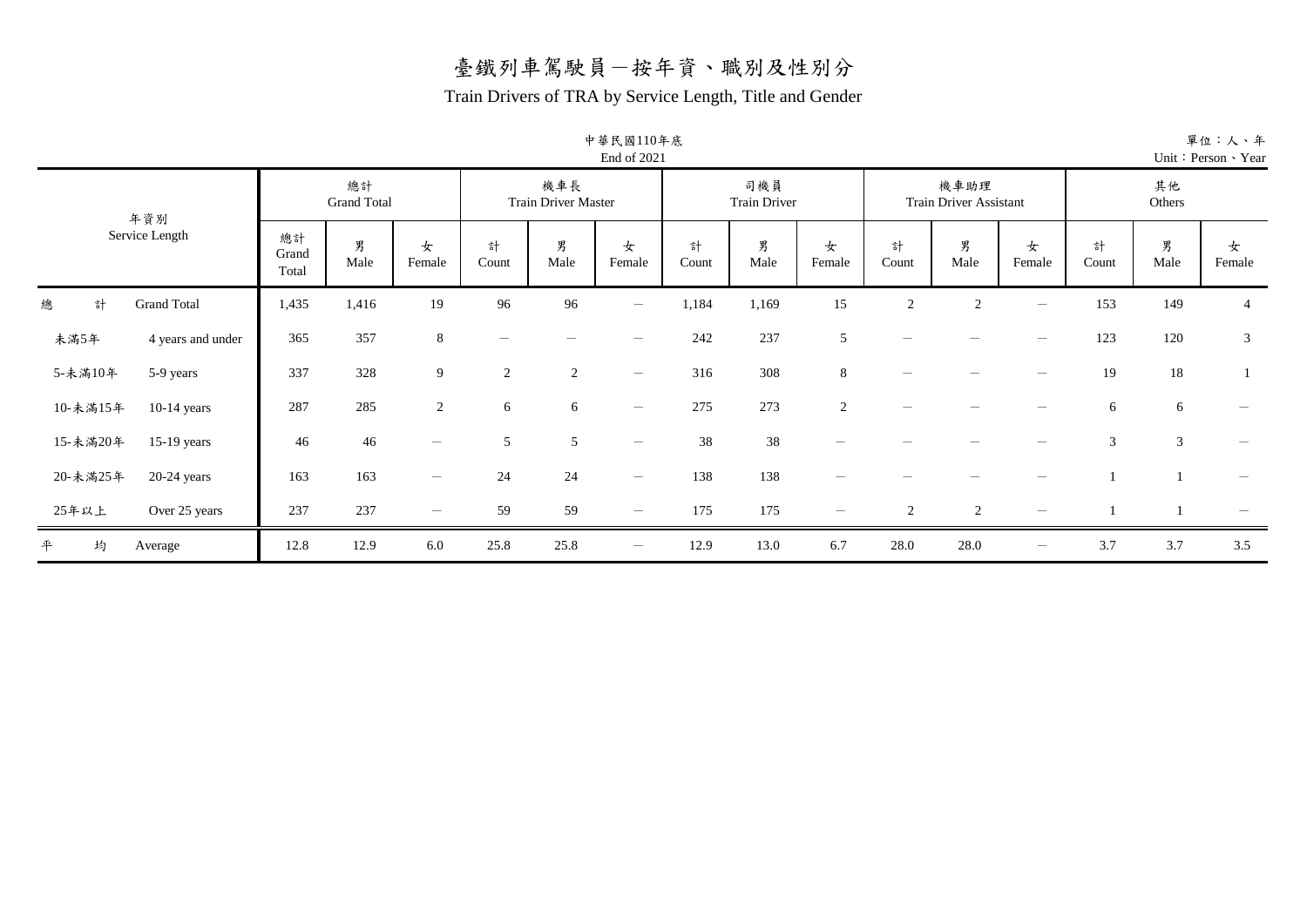# 臺鐵列車駕駛員－按年資、職別及性別分

## Train Drivers of TRA by Service Length, Title and Gender

中華民國110年底
End of 2021

單位：人、年
Unit：Person、Year

| 年資別 Service Length | | 總計 Grand Total | | | 機車長 Train Driver Master | | | 司機員 Train Driver | | | 機車助理 Train Driver Assistant | | | 其他 Others | | |
|---|---|---|---|---|---|---|---|---|---|---|---|---|---|---|---|---|
| | | 總計 Grand Total | 男 Male | 女 Female | 計 Count | 男 Male | 女 Female | 計 Count | 男 Male | 女 Female | 計 Count | 男 Male | 女 Female | 計 Count | 男 Male | 女 Female |
| 總　計 | Grand Total | 1,435 | 1,416 | 19 | 96 | 96 | － | 1,184 | 1,169 | 15 | 2 | 2 | － | 153 | 149 | 4 |
| 未滿5年 | 4 years and under | 365 | 357 | 8 | － | － | － | 242 | 237 | 5 | － | － | － | 123 | 120 | 3 |
| 5-未滿10年 | 5-9 years | 337 | 328 | 9 | 2 | 2 | － | 316 | 308 | 8 | － | － | － | 19 | 18 | 1 |
| 10-未滿15年 | 10-14 years | 287 | 285 | 2 | 6 | 6 | － | 275 | 273 | 2 | － | － | － | 6 | 6 | － |
| 15-未滿20年 | 15-19 years | 46 | 46 | － | 5 | 5 | － | 38 | 38 | － | － | － | － | 3 | 3 | － |
| 20-未滿25年 | 20-24 years | 163 | 163 | － | 24 | 24 | － | 138 | 138 | － | － | － | － | 1 | 1 | － |
| 25年以上 | Over 25 years | 237 | 237 | － | 59 | 59 | － | 175 | 175 | － | 2 | 2 | － | 1 | 1 | － |
| 平　均 | Average | 12.8 | 12.9 | 6.0 | 25.8 | 25.8 | － | 12.9 | 13.0 | 6.7 | 28.0 | 28.0 | － | 3.7 | 3.7 | 3.5 |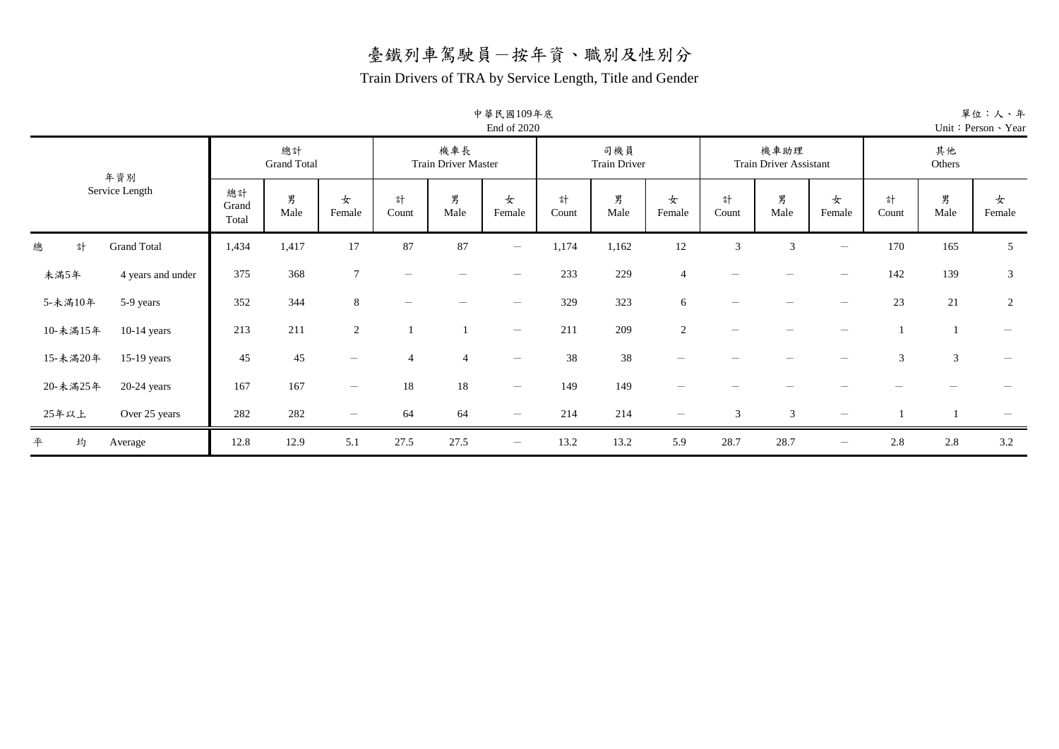# 臺鐵列車駕駛員－按年資、職別及性別分

## Train Drivers of TRA by Service Length, Title and Gender

中華民國109年底
End of 2020

單位：人、年
Unit：Person、Year

| 年資別 Service Length | | 總計 Grand Total | | | 機車長 Train Driver Master | | | 司機員 Train Driver | | | 機車助理 Train Driver Assistant | | | 其他 Others | | |
|---|---|---|---|---|---|---|---|---|---|---|---|---|---|---|---|---|
| | | 總計 Grand Total | 男 Male | 女 Female | 計 Count | 男 Male | 女 Female | 計 Count | 男 Male | 女 Female | 計 Count | 男 Male | 女 Female | 計 Count | 男 Male | 女 Female |
| 總　計 | Grand Total | 1,434 | 1,417 | 17 | 87 | 87 | － | 1,174 | 1,162 | 12 | 3 | 3 | － | 170 | 165 | 5 |
| 未滿5年 | 4 years and under | 375 | 368 | 7 | － | － | － | 233 | 229 | 4 | － | － | － | 142 | 139 | 3 |
| 5-未滿10年 | 5-9 years | 352 | 344 | 8 | － | － | － | 329 | 323 | 6 | － | － | － | 23 | 21 | 2 |
| 10-未滿15年 | 10-14 years | 213 | 211 | 2 | 1 | 1 | － | 211 | 209 | 2 | － | － | － | 1 | 1 | － |
| 15-未滿20年 | 15-19 years | 45 | 45 | － | 4 | 4 | － | 38 | 38 | － | － | － | － | 3 | 3 | － |
| 20-未滿25年 | 20-24 years | 167 | 167 | － | 18 | 18 | － | 149 | 149 | － | － | － | － | － | － | － |
| 25年以上 | Over 25 years | 282 | 282 | － | 64 | 64 | － | 214 | 214 | － | 3 | 3 | － | 1 | 1 | － |
| 平　均 | Average | 12.8 | 12.9 | 5.1 | 27.5 | 27.5 | － | 13.2 | 13.2 | 5.9 | 28.7 | 28.7 | － | 2.8 | 2.8 | 3.2 |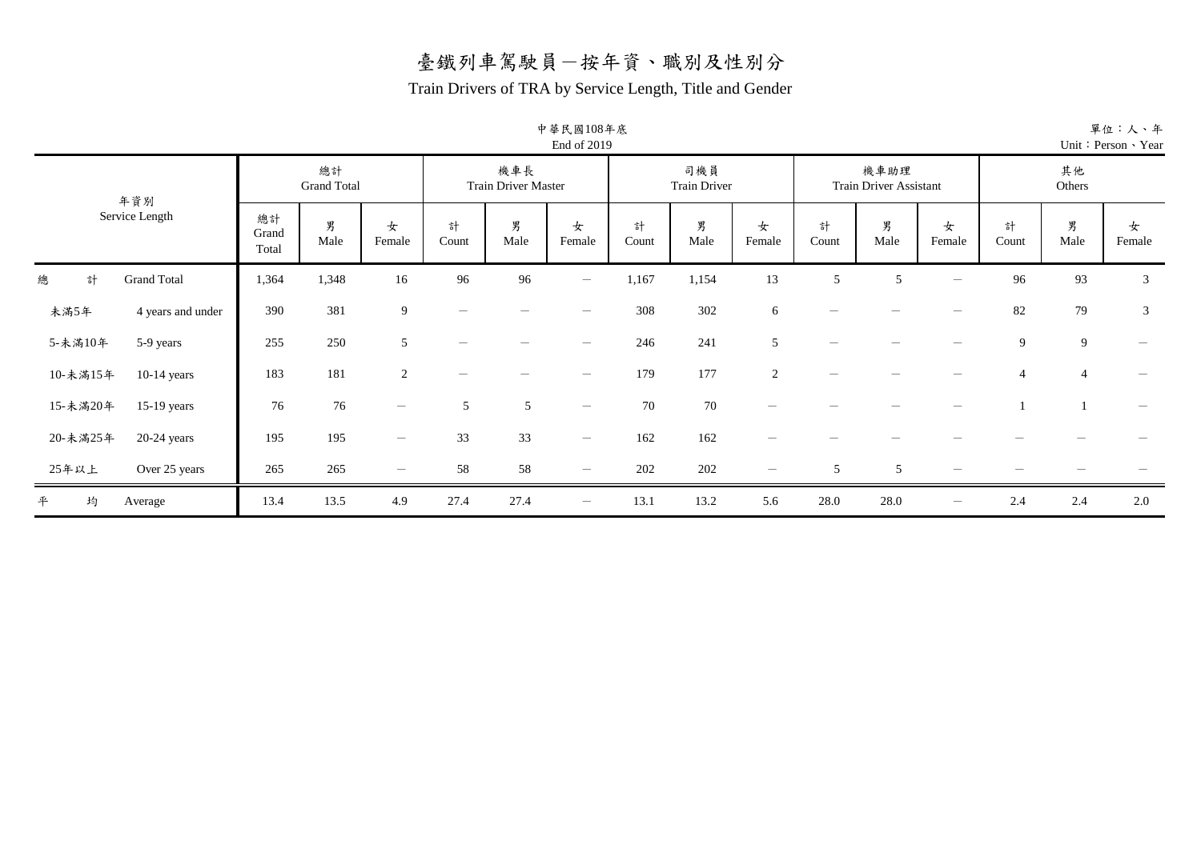# 臺鐵列車駕駛員－按年資、職別及性別分

## Train Drivers of TRA by Service Length, Title and Gender

中華民國108年底
End of 2019

單位：人、年
Unit：Person、Year

| 年資別 Service Length | | 總計 Grand Total | | | 機車長 Train Driver Master | | | 司機員 Train Driver | | | 機車助理 Train Driver Assistant | | | 其他 Others | | |
|---|---|---|---|---|---|---|---|---|---|---|---|---|---|---|---|---|
| | | 總計 Grand Total | 男 Male | 女 Female | 計 Count | 男 Male | 女 Female | 計 Count | 男 Male | 女 Female | 計 Count | 男 Male | 女 Female | 計 Count | 男 Male | 女 Female |
| 總計 | Grand Total | 1,364 | 1,348 | 16 | 96 | 96 | － | 1,167 | 1,154 | 13 | 5 | 5 | － | 96 | 93 | 3 |
| 未滿5年 | 4 years and under | 390 | 381 | 9 | － | － | － | 308 | 302 | 6 | － | － | － | 82 | 79 | 3 |
| 5-未滿10年 | 5-9 years | 255 | 250 | 5 | － | － | － | 246 | 241 | 5 | － | － | － | 9 | 9 | － |
| 10-未滿15年 | 10-14 years | 183 | 181 | 2 | － | － | － | 179 | 177 | 2 | － | － | － | 4 | 4 | － |
| 15-未滿20年 | 15-19 years | 76 | 76 | － | 5 | 5 | － | 70 | 70 | － | － | － | － | 1 | 1 | － |
| 20-未滿25年 | 20-24 years | 195 | 195 | － | 33 | 33 | － | 162 | 162 | － | － | － | － | － | － | － |
| 25年以上 | Over 25 years | 265 | 265 | － | 58 | 58 | － | 202 | 202 | － | 5 | 5 | － | － | － | － |
| 平均 | Average | 13.4 | 13.5 | 4.9 | 27.4 | 27.4 | － | 13.1 | 13.2 | 5.6 | 28.0 | 28.0 | － | 2.4 | 2.4 | 2.0 |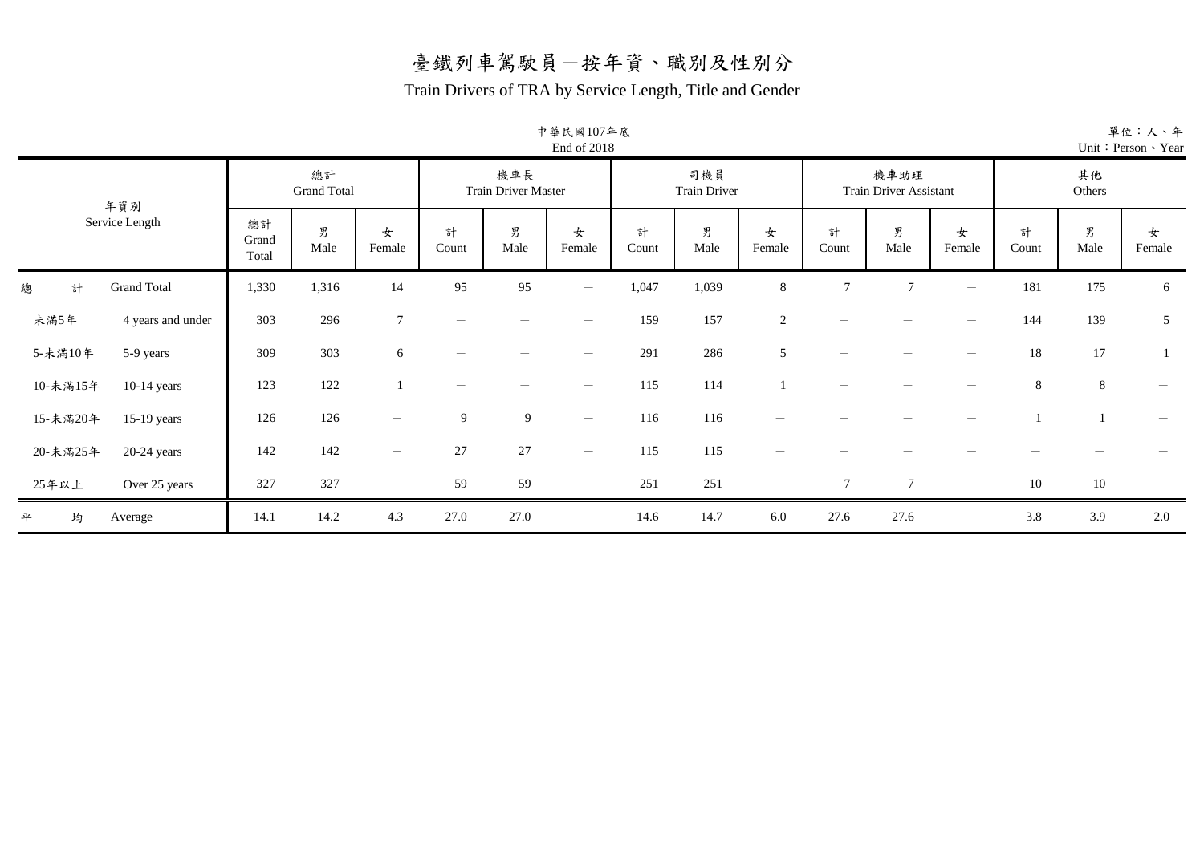# 臺鐵列車駕駛員－按年資、職別及性別分

## Train Drivers of TRA by Service Length, Title and Gender

中華民國107年底
End of 2018

單位：人、年
Unit：Person、Year

| 年資別 Service Length | | 總計 Grand Total | | | 機車長 Train Driver Master | | | 司機員 Train Driver | | | 機車助理 Train Driver Assistant | | | 其他 Others | | |
|---|---|---|---|---|---|---|---|---|---|---|---|---|---|---|---|---|
| | | 總計 Grand Total | 男 Male | 女 Female | 計 Count | 男 Male | 女 Female | 計 Count | 男 Male | 女 Female | 計 Count | 男 Male | 女 Female | 計 Count | 男 Male | 女 Female |
| 總　計 | Grand Total | 1,330 | 1,316 | 14 | 95 | 95 | － | 1,047 | 1,039 | 8 | 7 | 7 | － | 181 | 175 | 6 |
| 未滿5年 | 4 years and under | 303 | 296 | 7 | － | － | － | 159 | 157 | 2 | － | － | － | 144 | 139 | 5 |
| 5-未滿10年 | 5-9 years | 309 | 303 | 6 | － | － | － | 291 | 286 | 5 | － | － | － | 18 | 17 | 1 |
| 10-未滿15年 | 10-14 years | 123 | 122 | 1 | － | － | － | 115 | 114 | 1 | － | － | － | 8 | 8 | － |
| 15-未滿20年 | 15-19 years | 126 | 126 | － | 9 | 9 | － | 116 | 116 | － | － | － | － | 1 | 1 | － |
| 20-未滿25年 | 20-24 years | 142 | 142 | － | 27 | 27 | － | 115 | 115 | － | － | － | － | － | － | － |
| 25年以上 | Over 25 years | 327 | 327 | － | 59 | 59 | － | 251 | 251 | － | 7 | 7 | － | 10 | 10 | － |
| 平　均 | Average | 14.1 | 14.2 | 4.3 | 27.0 | 27.0 | － | 14.6 | 14.7 | 6.0 | 27.6 | 27.6 | － | 3.8 | 3.9 | 2.0 |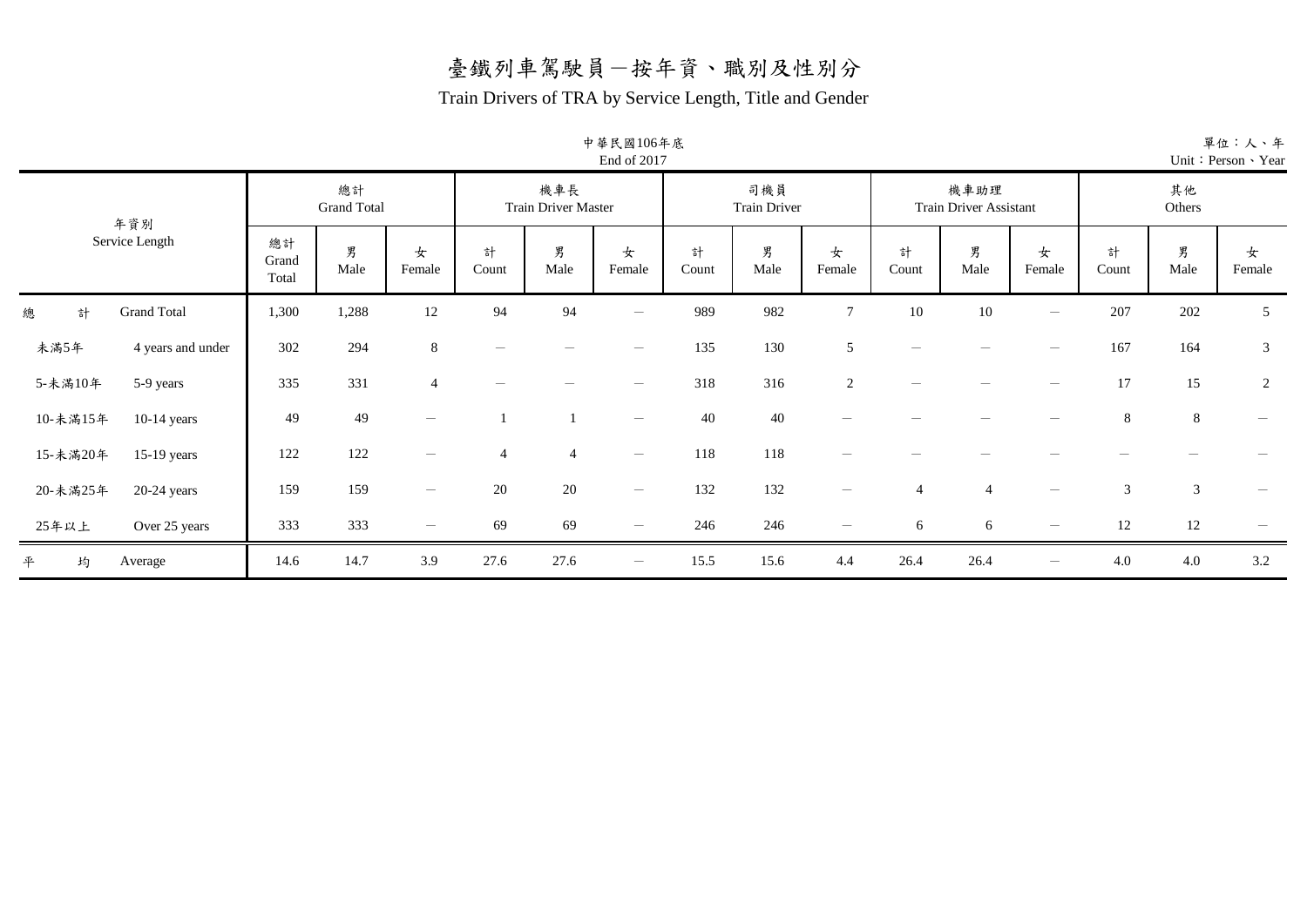# 臺鐵列車駕駛員－按年資、職別及性別分

## Train Drivers of TRA by Service Length, Title and Gender

中華民國106年底
End of 2017

單位：人、年
Unit：Person、Year

| 年資別 Service Length | | 總計 Grand Total | | | 機車長 Train Driver Master | | | 司機員 Train Driver | | | 機車助理 Train Driver Assistant | | | 其他 Others | | |
|---|---|---|---|---|---|---|---|---|---|---|---|---|---|---|---|---|
| | | 總計 Grand Total | 男 Male | 女 Female | 計 Count | 男 Male | 女 Female | 計 Count | 男 Male | 女 Female | 計 Count | 男 Male | 女 Female | 計 Count | 男 Male | 女 Female |
| 總　計 | Grand Total | 1,300 | 1,288 | 12 | 94 | 94 | － | 989 | 982 | 7 | 10 | 10 | － | 207 | 202 | 5 |
| 未滿5年 | 4 years and under | 302 | 294 | 8 | － | － | － | 135 | 130 | 5 | － | － | － | 167 | 164 | 3 |
| 5-未滿10年 | 5-9 years | 335 | 331 | 4 | － | － | － | 318 | 316 | 2 | － | － | － | 17 | 15 | 2 |
| 10-未滿15年 | 10-14 years | 49 | 49 | － | 1 | 1 | － | 40 | 40 | － | － | － | － | 8 | 8 | － |
| 15-未滿20年 | 15-19 years | 122 | 122 | － | 4 | 4 | － | 118 | 118 | － | － | － | － | － | － | － |
| 20-未滿25年 | 20-24 years | 159 | 159 | － | 20 | 20 | － | 132 | 132 | － | 4 | 4 | － | 3 | 3 | － |
| 25年以上 | Over 25 years | 333 | 333 | － | 69 | 69 | － | 246 | 246 | － | 6 | 6 | － | 12 | 12 | － |
| 平　均 | Average | 14.6 | 14.7 | 3.9 | 27.6 | 27.6 | － | 15.5 | 15.6 | 4.4 | 26.4 | 26.4 | － | 4.0 | 4.0 | 3.2 |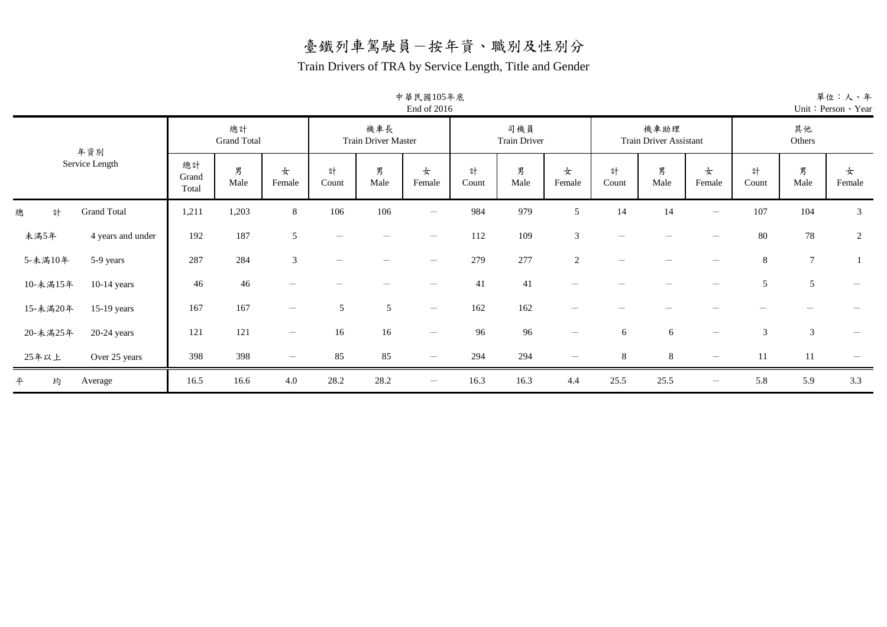# 臺鐵列車駕駛員－按年資、職別及性別分

## Train Drivers of TRA by Service Length, Title and Gender

中華民國105年底
End of 2016

單位：人、年
Unit：Person、Year

| 年資別 Service Length | | 總計 Grand Total | | | 機車長 Train Driver Master | | | 司機員 Train Driver | | | 機車助理 Train Driver Assistant | | | 其他 Others | | |
|---|---|---|---|---|---|---|---|---|---|---|---|---|---|---|---|---|
| | | 總計 Grand Total | 男 Male | 女 Female | 計 Count | 男 Male | 女 Female | 計 Count | 男 Male | 女 Female | 計 Count | 男 Male | 女 Female | 計 Count | 男 Male | 女 Female |
| 總　計 | Grand Total | 1,211 | 1,203 | 8 | 106 | 106 | － | 984 | 979 | 5 | 14 | 14 | － | 107 | 104 | 3 |
| 未滿5年 | 4 years and under | 192 | 187 | 5 | － | － | － | 112 | 109 | 3 | － | － | － | 80 | 78 | 2 |
| 5-未滿10年 | 5-9 years | 287 | 284 | 3 | － | － | － | 279 | 277 | 2 | － | － | － | 8 | 7 | 1 |
| 10-未滿15年 | 10-14 years | 46 | 46 | － | － | － | － | 41 | 41 | － | － | － | － | 5 | 5 | － |
| 15-未滿20年 | 15-19 years | 167 | 167 | － | 5 | 5 | － | 162 | 162 | － | － | － | － | － | － | － |
| 20-未滿25年 | 20-24 years | 121 | 121 | － | 16 | 16 | － | 96 | 96 | － | 6 | 6 | － | 3 | 3 | － |
| 25年以上 | Over 25 years | 398 | 398 | － | 85 | 85 | － | 294 | 294 | － | 8 | 8 | － | 11 | 11 | － |
| 平　均 | Average | 16.5 | 16.6 | 4.0 | 28.2 | 28.2 | － | 16.3 | 16.3 | 4.4 | 25.5 | 25.5 | － | 5.8 | 5.9 | 3.3 |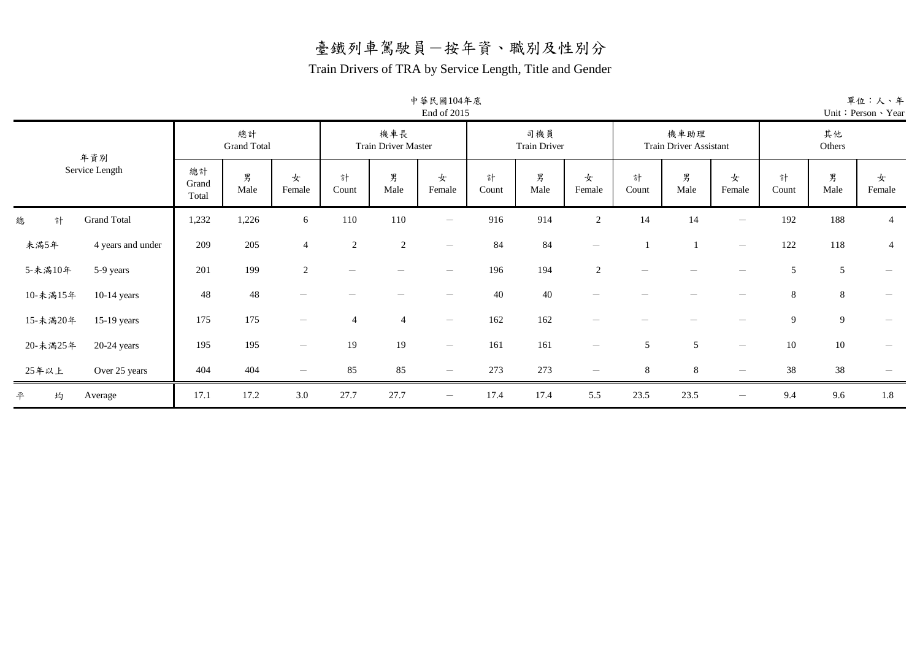# 臺鐵列車駕駛員－按年資、職別及性別分

## Train Drivers of TRA by Service Length, Title and Gender

中華民國104年底
End of 2015

單位：人、年
Unit：Person、Year

| 年資別 Service Length | | 總計 Grand Total | | | 機車長 Train Driver Master | | | 司機員 Train Driver | | | 機車助理 Train Driver Assistant | | | 其他 Others | | |
|---|---|---|---|---|---|---|---|---|---|---|---|---|---|---|---|---|
| | | 總計 Grand Total | 男 Male | 女 Female | 計 Count | 男 Male | 女 Female | 計 Count | 男 Male | 女 Female | 計 Count | 男 Male | 女 Female | 計 Count | 男 Male | 女 Female |
| 總　計 | Grand Total | 1,232 | 1,226 | 6 | 110 | 110 | － | 916 | 914 | 2 | 14 | 14 | － | 192 | 188 | 4 |
| 未滿5年 | 4 years and under | 209 | 205 | 4 | 2 | 2 | － | 84 | 84 | － | 1 | 1 | － | 122 | 118 | 4 |
| 5-未滿10年 | 5-9 years | 201 | 199 | 2 | － | － | － | 196 | 194 | 2 | － | － | － | 5 | 5 | － |
| 10-未滿15年 | 10-14 years | 48 | 48 | － | － | － | － | 40 | 40 | － | － | － | － | 8 | 8 | － |
| 15-未滿20年 | 15-19 years | 175 | 175 | － | 4 | 4 | － | 162 | 162 | － | － | － | － | 9 | 9 | － |
| 20-未滿25年 | 20-24 years | 195 | 195 | － | 19 | 19 | － | 161 | 161 | － | 5 | 5 | － | 10 | 10 | － |
| 25年以上 | Over 25 years | 404 | 404 | － | 85 | 85 | － | 273 | 273 | － | 8 | 8 | － | 38 | 38 | － |
| 平　均 | Average | 17.1 | 17.2 | 3.0 | 27.7 | 27.7 | － | 17.4 | 17.4 | 5.5 | 23.5 | 23.5 | － | 9.4 | 9.6 | 1.8 |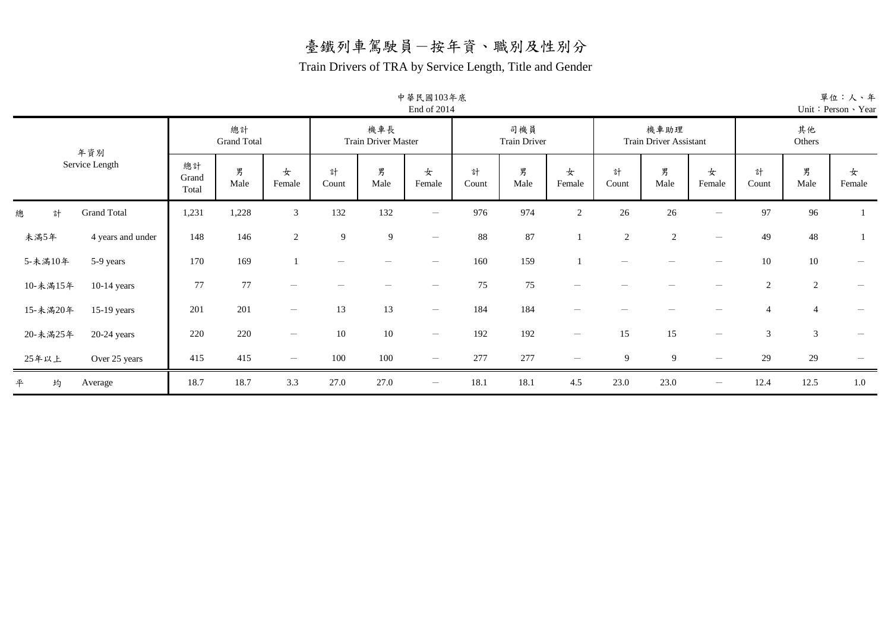# 臺鐵列車駕駛員－按年資、職別及性別分

## Train Drivers of TRA by Service Length, Title and Gender

中華民國103年底
End of 2014

單位：人、年
Unit：Person、Year

| 年資別 Service Length | | 總計 Grand Total | | | 機車長 Train Driver Master | | | 司機員 Train Driver | | | 機車助理 Train Driver Assistant | | | 其他 Others | | |
|---|---|---|---|---|---|---|---|---|---|---|---|---|---|---|---|---|
| | | 總計 Grand Total | 男 Male | 女 Female | 計 Count | 男 Male | 女 Female | 計 Count | 男 Male | 女 Female | 計 Count | 男 Male | 女 Female | 計 Count | 男 Male | 女 Female |
| 總　計 | Grand Total | 1,231 | 1,228 | 3 | 132 | 132 | － | 976 | 974 | 2 | 26 | 26 | － | 97 | 96 | 1 |
| 未滿5年 | 4 years and under | 148 | 146 | 2 | 9 | 9 | － | 88 | 87 | 1 | 2 | 2 | － | 49 | 48 | 1 |
| 5-未滿10年 | 5-9 years | 170 | 169 | 1 | － | － | － | 160 | 159 | 1 | － | － | － | 10 | 10 | － |
| 10-未滿15年 | 10-14 years | 77 | 77 | － | － | － | － | 75 | 75 | － | － | － | － | 2 | 2 | － |
| 15-未滿20年 | 15-19 years | 201 | 201 | － | 13 | 13 | － | 184 | 184 | － | － | － | － | 4 | 4 | － |
| 20-未滿25年 | 20-24 years | 220 | 220 | － | 10 | 10 | － | 192 | 192 | － | 15 | 15 | － | 3 | 3 | － |
| 25年以上 | Over 25 years | 415 | 415 | － | 100 | 100 | － | 277 | 277 | － | 9 | 9 | － | 29 | 29 | － |
| 平　均 | Average | 18.7 | 18.7 | 3.3 | 27.0 | 27.0 | － | 18.1 | 18.1 | 4.5 | 23.0 | 23.0 | － | 12.4 | 12.5 | 1.0 |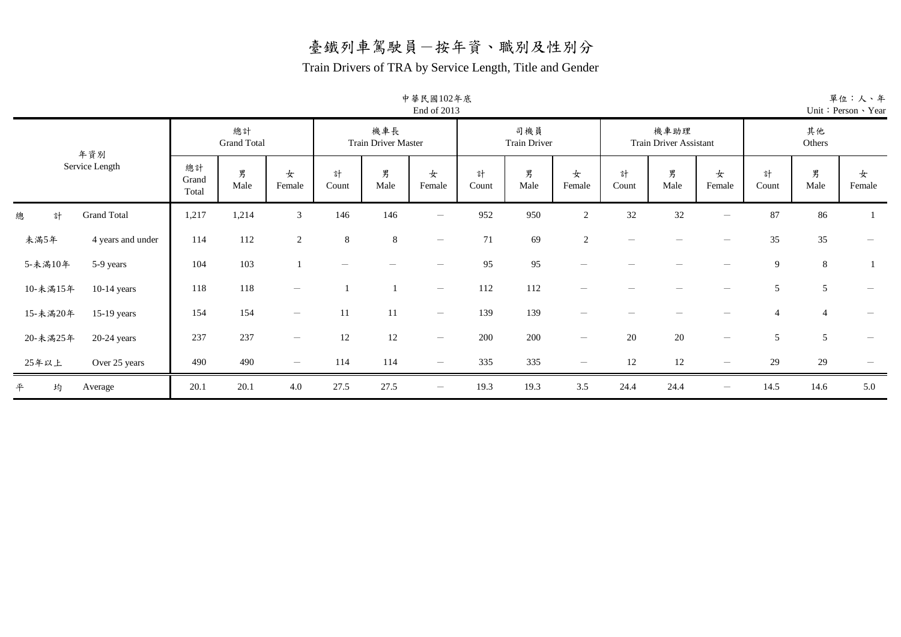# 臺鐵列車駕駛員－按年資、職別及性別分

## Train Drivers of TRA by Service Length, Title and Gender

中華民國102年底
End of 2013

單位：人、年
Unit：Person、Year

| 年資別 Service Length | | 總計 Grand Total | | | 機車長 Train Driver Master | | | 司機員 Train Driver | | | 機車助理 Train Driver Assistant | | | 其他 Others | | |
|---|---|---|---|---|---|---|---|---|---|---|---|---|---|---|---|---|
| | | 總計 Grand Total | 男 Male | 女 Female | 計 Count | 男 Male | 女 Female | 計 Count | 男 Male | 女 Female | 計 Count | 男 Male | 女 Female | 計 Count | 男 Male | 女 Female |
| 總　　計 | Grand Total | 1,217 | 1,214 | 3 | 146 | 146 | － | 952 | 950 | 2 | 32 | 32 | － | 87 | 86 | 1 |
| 未滿5年 | 4 years and under | 114 | 112 | 2 | 8 | 8 | － | 71 | 69 | 2 | － | － | － | 35 | 35 | － |
| 5-未滿10年 | 5-9 years | 104 | 103 | 1 | － | － | － | 95 | 95 | － | － | － | － | 9 | 8 | 1 |
| 10-未滿15年 | 10-14 years | 118 | 118 | － | 1 | 1 | － | 112 | 112 | － | － | － | － | 5 | 5 | － |
| 15-未滿20年 | 15-19 years | 154 | 154 | － | 11 | 11 | － | 139 | 139 | － | － | － | － | 4 | 4 | － |
| 20-未滿25年 | 20-24 years | 237 | 237 | － | 12 | 12 | － | 200 | 200 | － | 20 | 20 | － | 5 | 5 | － |
| 25年以上 | Over 25 years | 490 | 490 | － | 114 | 114 | － | 335 | 335 | － | 12 | 12 | － | 29 | 29 | － |
| 平　　均 | Average | 20.1 | 20.1 | 4.0 | 27.5 | 27.5 | － | 19.3 | 19.3 | 3.5 | 24.4 | 24.4 | － | 14.5 | 14.6 | 5.0 |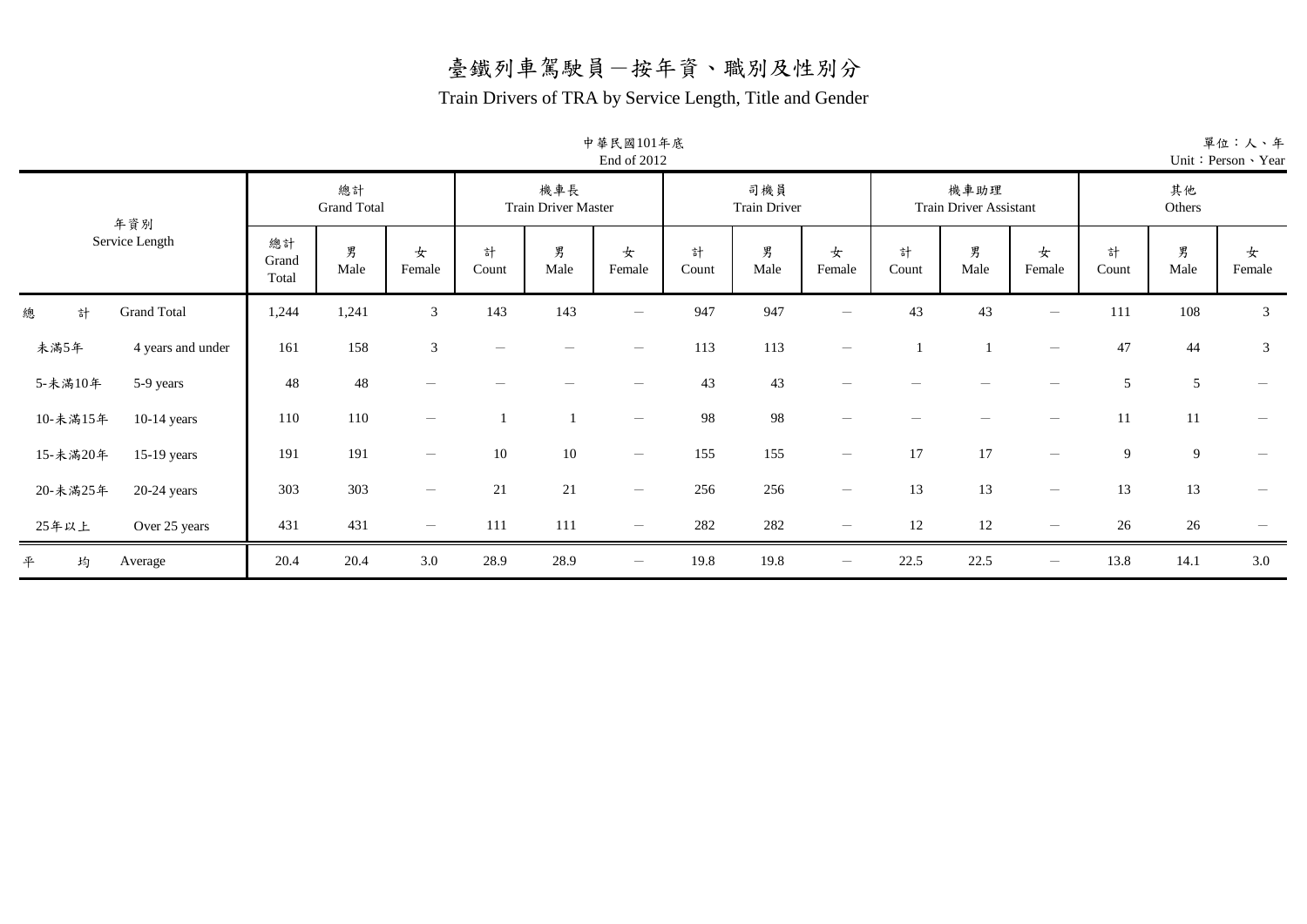# 臺鐵列車駕駛員－按年資、職別及性別分

## Train Drivers of TRA by Service Length, Title and Gender

中華民國101年底
End of 2012

單位：人、年
Unit：Person、Year

| 年資別 Service Length | | 總計 Grand Total | | | 機車長 Train Driver Master | | | 司機員 Train Driver | | | 機車助理 Train Driver Assistant | | | 其他 Others | | |
|---|---|---|---|---|---|---|---|---|---|---|---|---|---|---|---|---|
| | | 總計 Grand Total | 男 Male | 女 Female | 計 Count | 男 Male | 女 Female | 計 Count | 男 Male | 女 Female | 計 Count | 男 Male | 女 Female | 計 Count | 男 Male | 女 Female |
| 總　計 | Grand Total | 1,244 | 1,241 | 3 | 143 | 143 | － | 947 | 947 | － | 43 | 43 | － | 111 | 108 | 3 |
| 未滿5年 | 4 years and under | 161 | 158 | 3 | － | － | － | 113 | 113 | － | 1 | 1 | － | 47 | 44 | 3 |
| 5-未滿10年 | 5-9 years | 48 | 48 | － | － | － | － | 43 | 43 | － | － | － | － | 5 | 5 | － |
| 10-未滿15年 | 10-14 years | 110 | 110 | － | 1 | 1 | － | 98 | 98 | － | － | － | － | 11 | 11 | － |
| 15-未滿20年 | 15-19 years | 191 | 191 | － | 10 | 10 | － | 155 | 155 | － | 17 | 17 | － | 9 | 9 | － |
| 20-未滿25年 | 20-24 years | 303 | 303 | － | 21 | 21 | － | 256 | 256 | － | 13 | 13 | － | 13 | 13 | － |
| 25年以上 | Over 25 years | 431 | 431 | － | 111 | 111 | － | 282 | 282 | － | 12 | 12 | － | 26 | 26 | － |
| 平　均 | Average | 20.4 | 20.4 | 3.0 | 28.9 | 28.9 | － | 19.8 | 19.8 | － | 22.5 | 22.5 | － | 13.8 | 14.1 | 3.0 |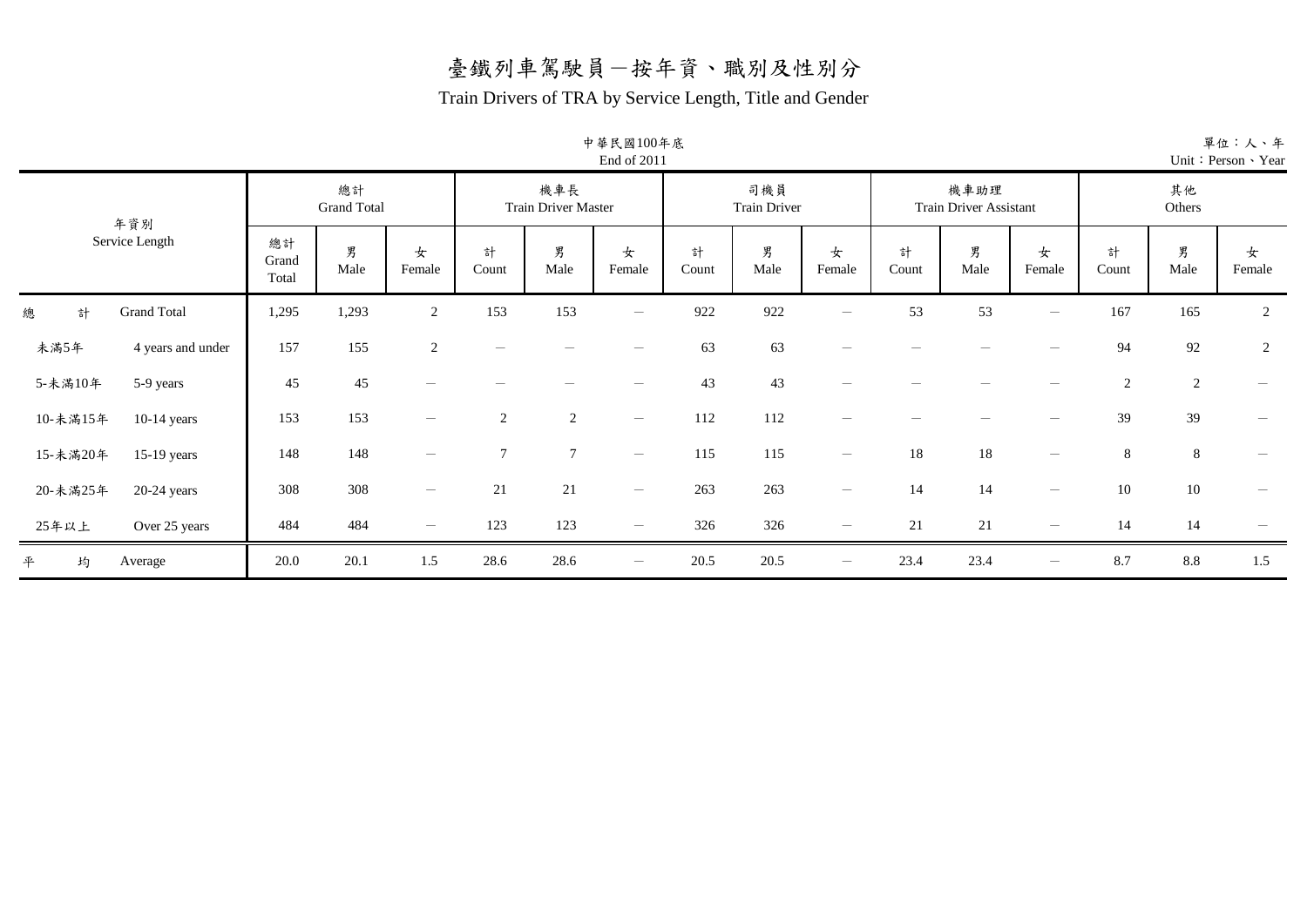# 臺鐵列車駕駛員－按年資、職別及性別分

## Train Drivers of TRA by Service Length, Title and Gender

中華民國100年底
End of 2011

單位：人、年
Unit：Person、Year

| 年資別 Service Length | | 總計 Grand Total | | | 機車長 Train Driver Master | | | 司機員 Train Driver | | | 機車助理 Train Driver Assistant | | | 其他 Others | | |
|---|---|---|---|---|---|---|---|---|---|---|---|---|---|---|---|---|
| | | 總計 Grand Total | 男 Male | 女 Female | 計 Count | 男 Male | 女 Female | 計 Count | 男 Male | 女 Female | 計 Count | 男 Male | 女 Female | 計 Count | 男 Male | 女 Female |
| 總　計 | Grand Total | 1,295 | 1,293 | 2 | 153 | 153 | － | 922 | 922 | － | 53 | 53 | － | 167 | 165 | 2 |
| 未滿5年 | 4 years and under | 157 | 155 | 2 | － | － | － | 63 | 63 | － | － | － | － | 94 | 92 | 2 |
| 5-未滿10年 | 5-9 years | 45 | 45 | － | － | － | － | 43 | 43 | － | － | － | － | 2 | 2 | － |
| 10-未滿15年 | 10-14 years | 153 | 153 | － | 2 | 2 | － | 112 | 112 | － | － | － | － | 39 | 39 | － |
| 15-未滿20年 | 15-19 years | 148 | 148 | － | 7 | 7 | － | 115 | 115 | － | 18 | 18 | － | 8 | 8 | － |
| 20-未滿25年 | 20-24 years | 308 | 308 | － | 21 | 21 | － | 263 | 263 | － | 14 | 14 | － | 10 | 10 | － |
| 25年以上 | Over 25 years | 484 | 484 | － | 123 | 123 | － | 326 | 326 | － | 21 | 21 | － | 14 | 14 | － |
| 平　均 | Average | 20.0 | 20.1 | 1.5 | 28.6 | 28.6 | － | 20.5 | 20.5 | － | 23.4 | 23.4 | － | 8.7 | 8.8 | 1.5 |